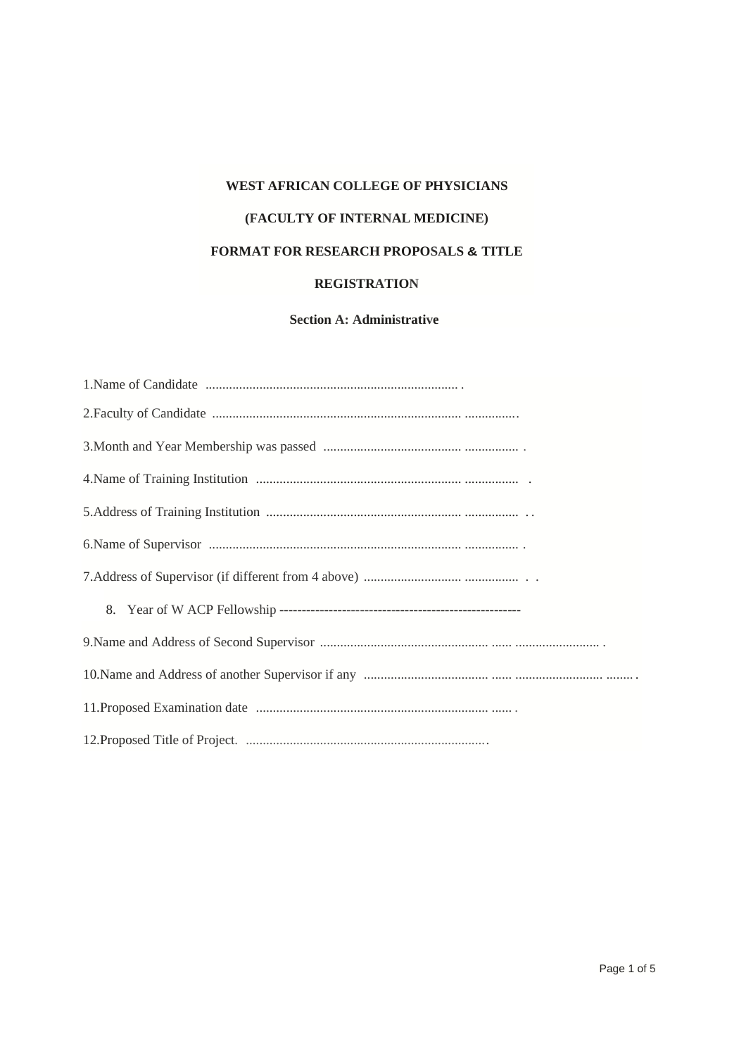**WEST AFRICAN COLLEGE OF PHYSICIANS**

**(FACULTY OF INTERNAL MEDICINE)**

**FORMAT FOR RESEARCH PROPOSALS & TITLE**

**REGISTRATION**

**Section A: Administrative**

1.Name of Candidate ............................................................................ .

2.Faculty of Candidate ........................................................................... ................

3.Month and Year Membership was passed ......................................... ................ .

4.Name of Training Institution ............................................................. ................ .

5.Address of Training Institution .......................................................... ................ . .

6.Name of Supervisor ........................................................................... ................ .

7.Address of Supervisor (if different from 4 above) ............................. ................ . .

8. Year of W ACP Fellowship ------------------------------------------------------

9.Name and Address of Second Supervisor .................................................. ...... ......................... .

10.Name and Address of another Supervisor if any ..................................... ...... .......................... ........ .

11.Proposed Examination date ..................................................................... ...... .

12.Proposed Title of Project. .......................................................................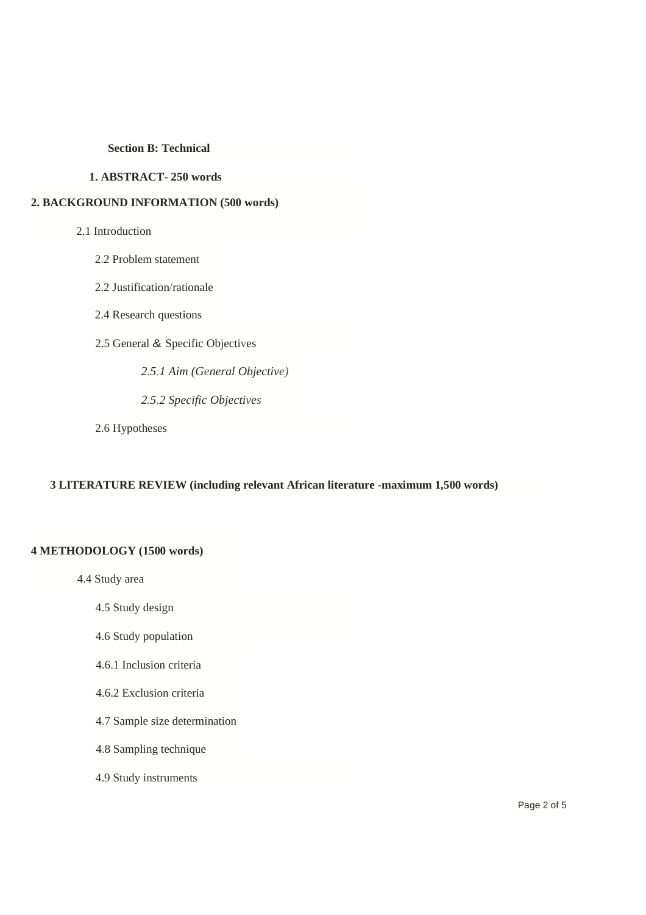## Section B: Technical

### 1. ABSTRACT- 250 words

### 2. BACKGROUND INFORMATION (500 words)

2.1 Introduction

2.2 Problem statement

2.2 Justification/rationale

2.4 Research questions

2.5 General & Specific Objectives

*2.5.1 Aim (General Objective)*

*2.5.2 Specific Objectives*

2.6 Hypotheses

### 3 LITERATURE REVIEW (including relevant African literature -maximum 1,500 words)

### 4 METHODOLOGY (1500 words)

4.4 Study area

4.5 Study design

4.6 Study population

4.6.1 Inclusion criteria

4.6.2 Exclusion criteria

4.7 Sample size determination

4.8 Sampling technique

4.9 Study instruments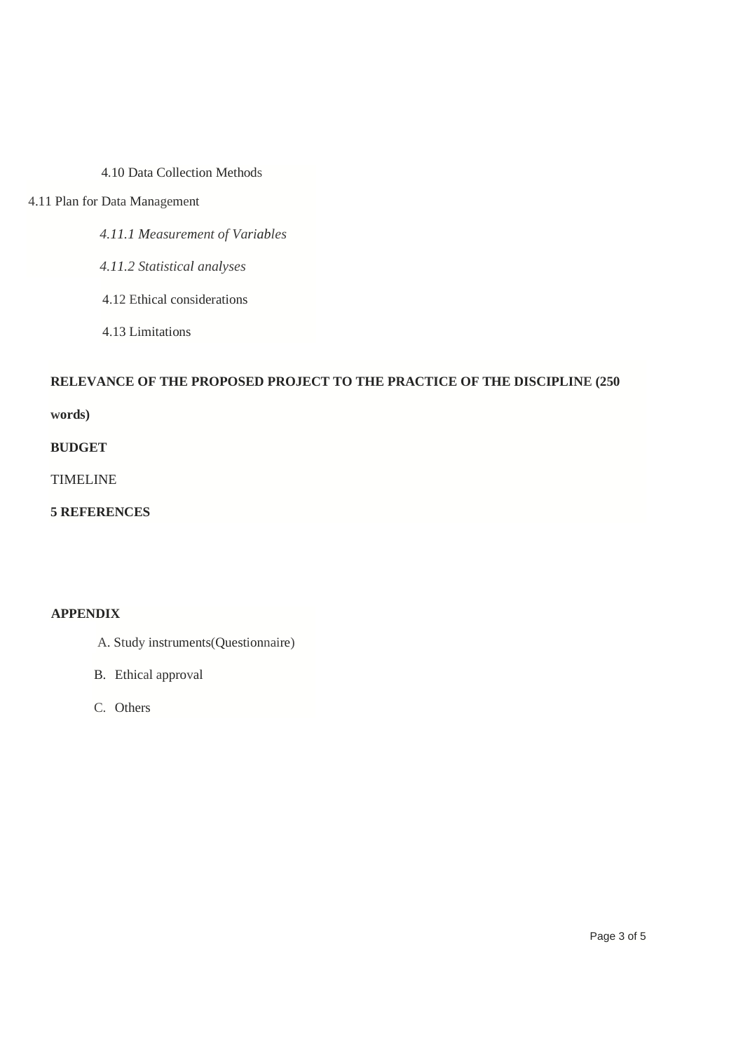4.10 Data Collection Methods

4.11 Plan for Data Management

*4.11.1 Measurement of Variables*

*4.11.2 Statistical analyses*

4.12 Ethical considerations

4.13 Limitations

**RELEVANCE OF THE PROPOSED PROJECT TO THE PRACTICE OF THE DISCIPLINE (250 words)**

**BUDGET**

TIMELINE

**5 REFERENCES**

**APPENDIX**

A. Study instruments(Questionnaire)

B. Ethical approval

C. Others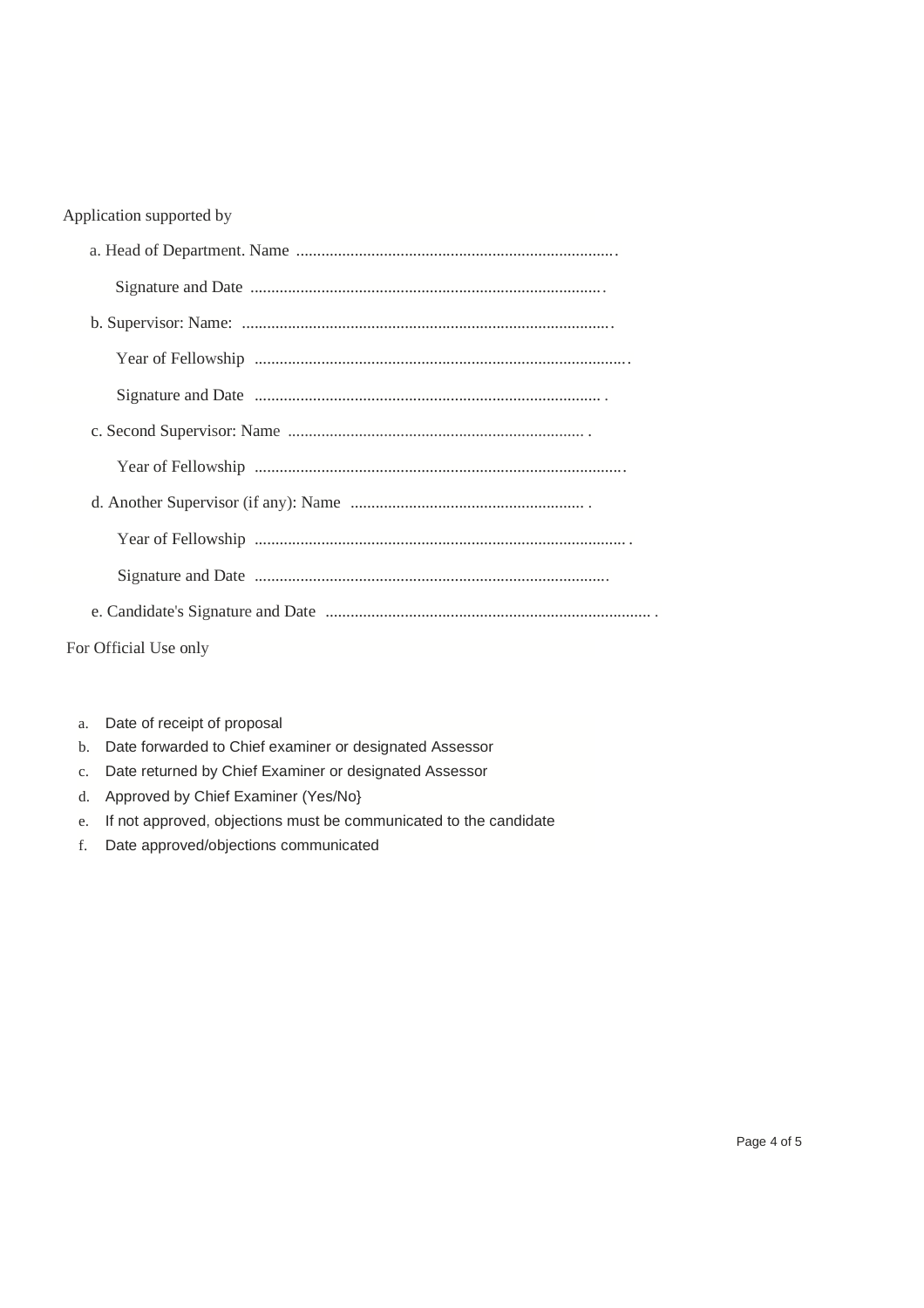Application supported by

a. Head of Department. Name ............................................................................

Signature and Date ....................................................................................

b. Supervisor: Name: .........................................................................................

Year of Fellowship .........................................................................................

Signature and Date .................................................................................. .

c. Second Supervisor: Name ...................................................................... .

Year of Fellowship ........................................................................................

d. Another Supervisor (if any): Name ........................................................ .

Year of Fellowship ........................................................................................ .

Signature and Date ....................................................................................

e. Candidate's Signature and Date ............................................................................ .

For Official Use only

a. Date of receipt of proposal
b. Date forwarded to Chief examiner or designated Assessor
c. Date returned by Chief Examiner or designated Assessor
d. Approved by Chief Examiner (Yes/No}
e. If not approved, objections must be communicated to the candidate
f. Date approved/objections communicated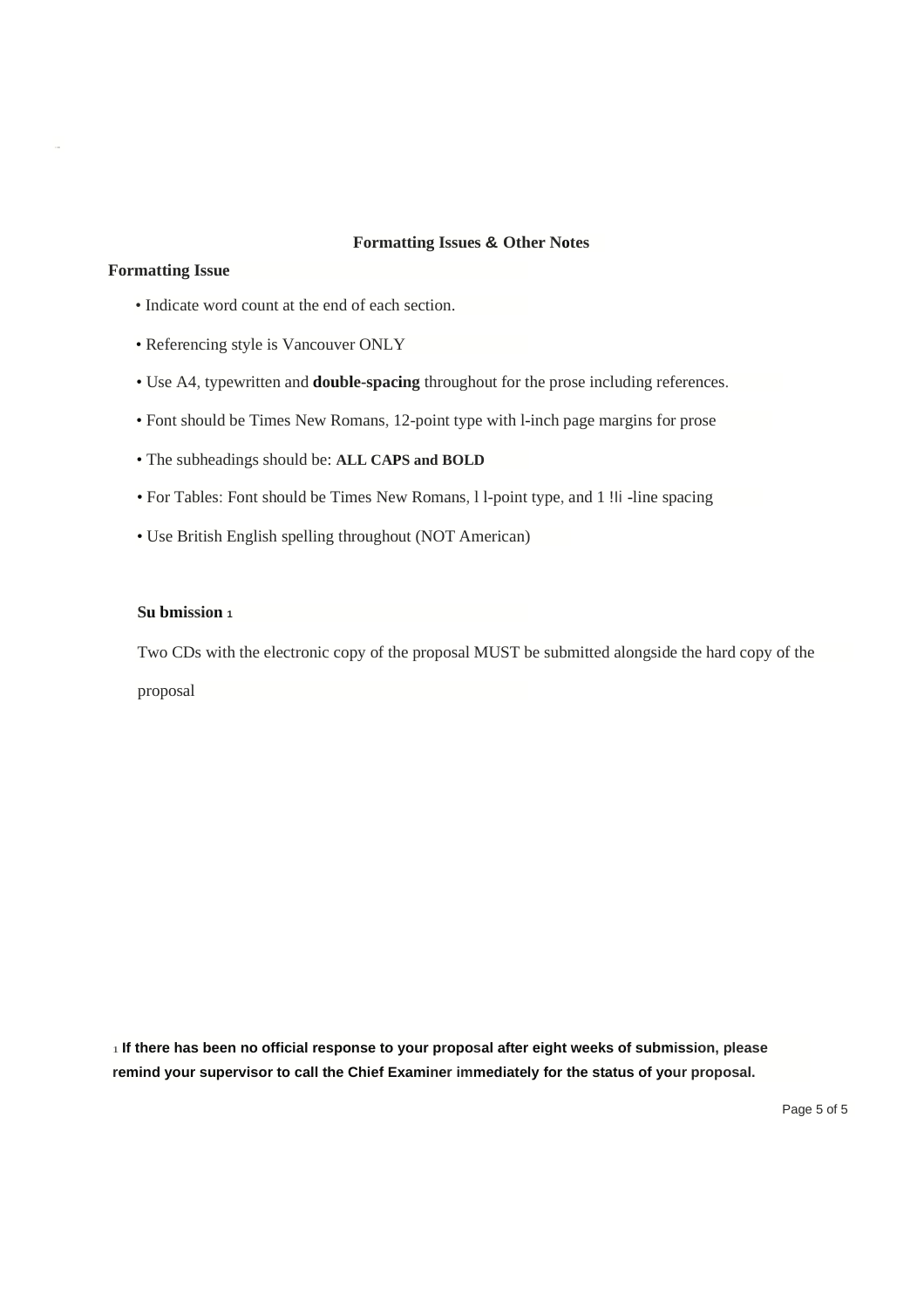## Formatting Issues & Other Notes

**Formatting Issue**

- Indicate word count at the end of each section.
- Referencing style is Vancouver ONLY
- Use A4, typewritten and **double-spacing** throughout for the prose including references.
- Font should be Times New Romans, 12-point type with l-inch page margins for prose
- The subheadings should be: **ALL CAPS and BOLD**
- For Tables: Font should be Times New Romans, l l-point type, and 1 !li -line spacing
- Use British English spelling throughout (NOT American)

**Su bmission** [1]

Two CDs with the electronic copy of the proposal MUST be submitted alongside the hard copy of the proposal

[1] **If there has been no official response to your proposal after eight weeks of submission, please remind your supervisor to call the Chief Examiner immediately for the status of your proposal.**